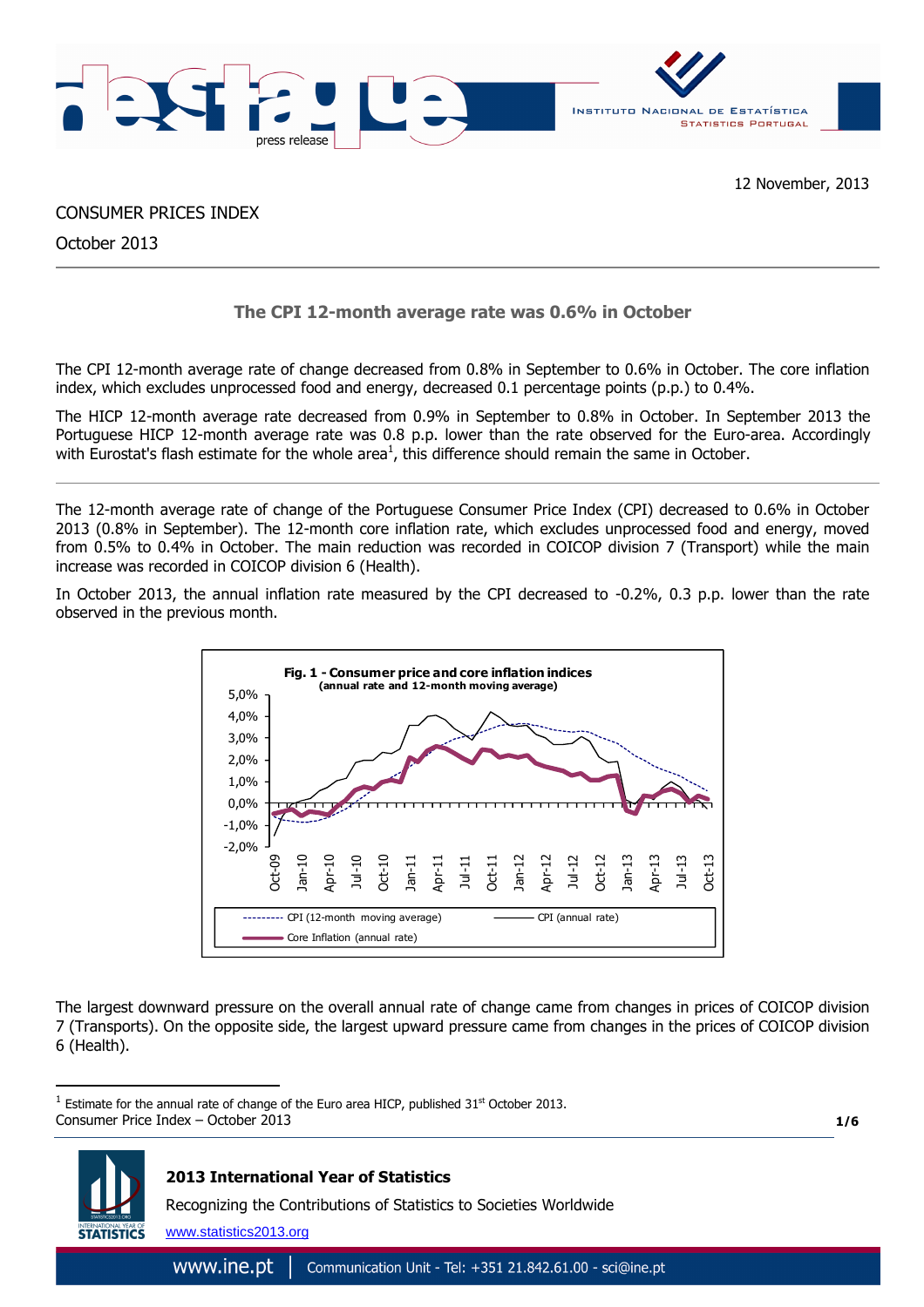12 November, 2013

CONSUMER PRICES INDEX

October 2013

## The CPI 12-month average rate was 0.6% in October

The CPI 12-month average rate of change decreased from 0.8% in September to 0.6% in October. The core inflation index, which excludes unprocessed food and energy, decreased 0.1 percentage points (p.p.) to 0.4%.

The HICP 12-month average rate decreased from 0.9% in September to 0.8% in October. In September 2013 the Portuguese HICP 12-month average rate was 0.8 p.p. lower than the rate observed for the Euro-area. Accordingly with Eurostat's flash estimate for the whole area[1], this difference should remain the same in October.

---

The 12-month average rate of change of the Portuguese Consumer Price Index (CPI) decreased to 0.6% in October 2013 (0.8% in September). The 12-month core inflation rate, which excludes unprocessed food and energy, moved from 0.5% to 0.4% in October. The main reduction was recorded in COICOP division 7 (Transport) while the main increase was recorded in COICOP division 6 (Health).

In October 2013, the annual inflation rate measured by the CPI decreased to -0.2%, 0.3 p.p. lower than the rate observed in the previous month.

**Fig. 1 - Consumer price and core inflation indices**
**(annual rate and 12-month moving average)**

The largest downward pressure on the overall annual rate of change came from changes in prices of COICOP division 7 (Transports). On the opposite side, the largest upward pressure came from changes in the prices of COICOP division 6 (Health).

[1] Estimate for the annual rate of change of the Euro area HICP, published 31st October 2013.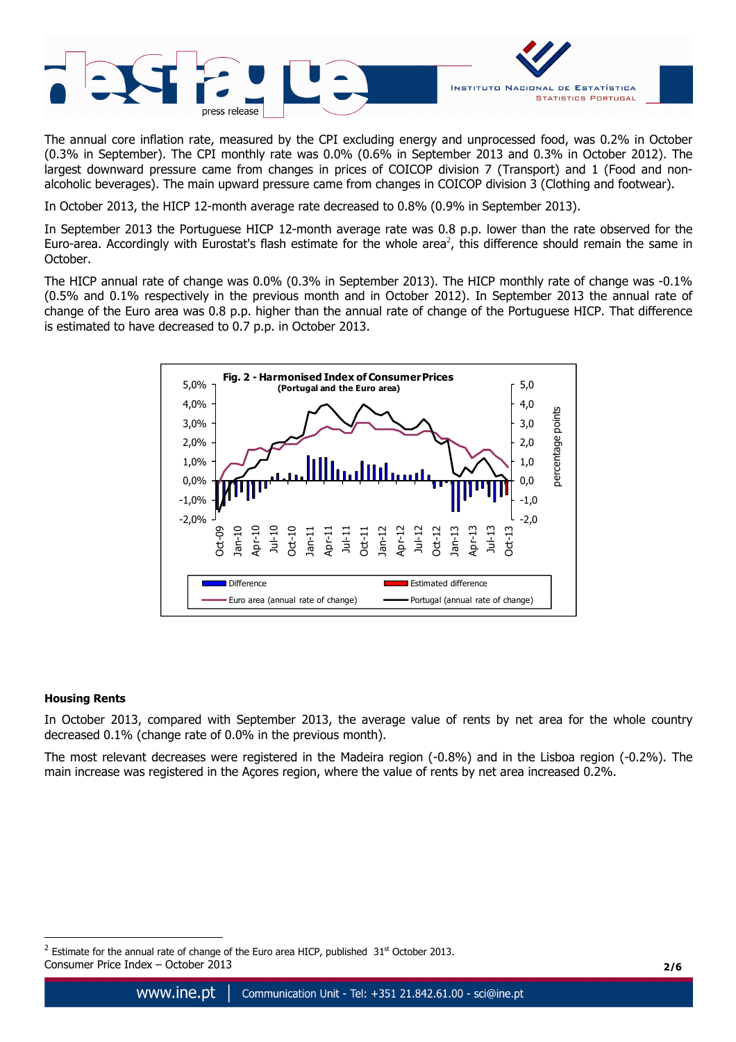The annual core inflation rate, measured by the CPI excluding energy and unprocessed food, was 0.2% in October (0.3% in September). The CPI monthly rate was 0.0% (0.6% in September 2013 and 0.3% in October 2012). The largest downward pressure came from changes in prices of COICOP division 7 (Transport) and 1 (Food and non-alcoholic beverages). The main upward pressure came from changes in COICOP division 3 (Clothing and footwear).

In October 2013, the HICP 12-month average rate decreased to 0.8% (0.9% in September 2013).

In September 2013 the Portuguese HICP 12-month average rate was 0.8 p.p. lower than the rate observed for the Euro-area. Accordingly with Eurostat's flash estimate for the whole area[2], this difference should remain the same in October.

The HICP annual rate of change was 0.0% (0.3% in September 2013). The HICP monthly rate of change was -0.1% (0.5% and 0.1% respectively in the previous month and in October 2012). In September 2013 the annual rate of change of the Euro area was 0.8 p.p. higher than the annual rate of change of the Portuguese HICP. That difference is estimated to have decreased to 0.7 p.p. in October 2013.

**Fig. 2 - Harmonised Index of Consumer Prices**
**(Portugal and the Euro area)**

### Housing Rents

In October 2013, compared with September 2013, the average value of rents by net area for the whole country decreased 0.1% (change rate of 0.0% in the previous month).

The most relevant decreases were registered in the Madeira region (-0.8%) and in the Lisboa region (-0.2%). The main increase was registered in the Açores region, where the value of rents by net area increased 0.2%.

[2] Estimate for the annual rate of change of the Euro area HICP, published 31st October 2013.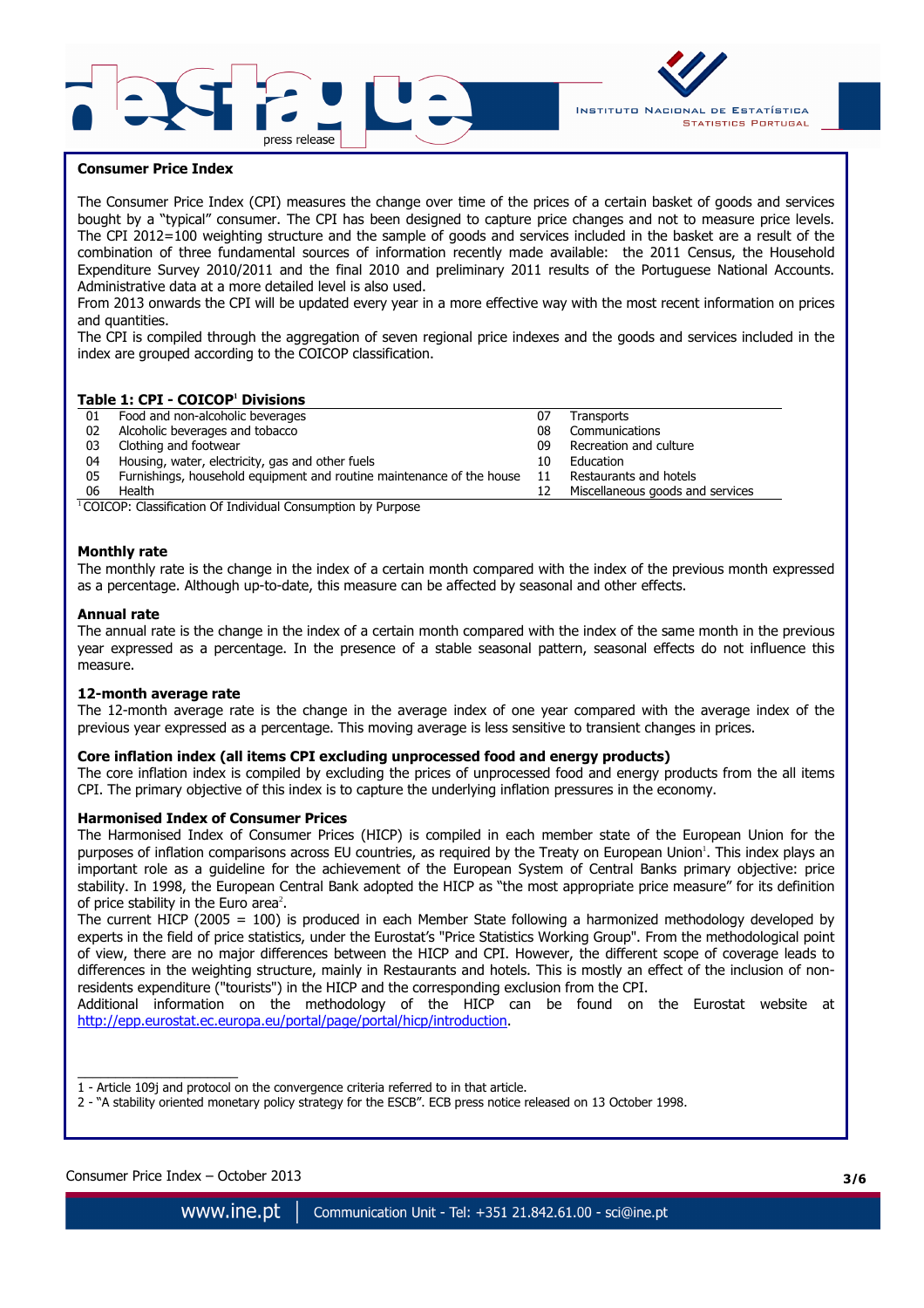## Consumer Price Index

The Consumer Price Index (CPI) measures the change over time of the prices of a certain basket of goods and services bought by a "typical" consumer. The CPI has been designed to capture price changes and not to measure price levels. The CPI 2012=100 weighting structure and the sample of goods and services included in the basket are a result of the combination of three fundamental sources of information recently made available: the 2011 Census, the Household Expenditure Survey 2010/2011 and the final 2010 and preliminary 2011 results of the Portuguese National Accounts. Administrative data at a more detailed level is also used.

From 2013 onwards the CPI will be updated every year in a more effective way with the most recent information on prices and quantities.

The CPI is compiled through the aggregation of seven regional price indexes and the goods and services included in the index are grouped according to the COICOP classification.

**Table 1: CPI - COICOP[1] Divisions**

| | | | |
|---|---|---|---|
| 01 | Food and non-alcoholic beverages | 07 | Transports |
| 02 | Alcoholic beverages and tobacco | 08 | Communications |
| 03 | Clothing and footwear | 09 | Recreation and culture |
| 04 | Housing, water, electricity, gas and other fuels | 10 | Education |
| 05 | Furnishings, household equipment and routine maintenance of the house | 11 | Restaurants and hotels |
| 06 | Health | 12 | Miscellaneous goods and services |

[1] COICOP: Classification Of Individual Consumption by Purpose

### Monthly rate

The monthly rate is the change in the index of a certain month compared with the index of the previous month expressed as a percentage. Although up-to-date, this measure can be affected by seasonal and other effects.

### Annual rate

The annual rate is the change in the index of a certain month compared with the index of the same month in the previous year expressed as a percentage. In the presence of a stable seasonal pattern, seasonal effects do not influence this measure.

### 12-month average rate

The 12-month average rate is the change in the average index of one year compared with the average index of the previous year expressed as a percentage. This moving average is less sensitive to transient changes in prices.

### Core inflation index (all items CPI excluding unprocessed food and energy products)

The core inflation index is compiled by excluding the prices of unprocessed food and energy products from the all items CPI. The primary objective of this index is to capture the underlying inflation pressures in the economy.

### Harmonised Index of Consumer Prices

The Harmonised Index of Consumer Prices (HICP) is compiled in each member state of the European Union for the purposes of inflation comparisons across EU countries, as required by the Treaty on European Union[1]. This index plays an important role as a guideline for the achievement of the European System of Central Banks primary objective: price stability. In 1998, the European Central Bank adopted the HICP as "the most appropriate price measure" for its definition of price stability in the Euro area[2].

The current HICP (2005 = 100) is produced in each Member State following a harmonized methodology developed by experts in the field of price statistics, under the Eurostat's "Price Statistics Working Group". From the methodological point of view, there are no major differences between the HICP and CPI. However, the different scope of coverage leads to differences in the weighting structure, mainly in Restaurants and hotels. This is mostly an effect of the inclusion of non-residents expenditure ("tourists") in the HICP and the corresponding exclusion from the CPI.

Additional information on the methodology of the HICP can be found on the Eurostat website at http://epp.eurostat.ec.europa.eu/portal/page/portal/hicp/introduction.

---

1 - Article 109j and protocol on the convergence criteria referred to in that article.

2 - "A stability oriented monetary policy strategy for the ESCB". ECB press notice released on 13 October 1998.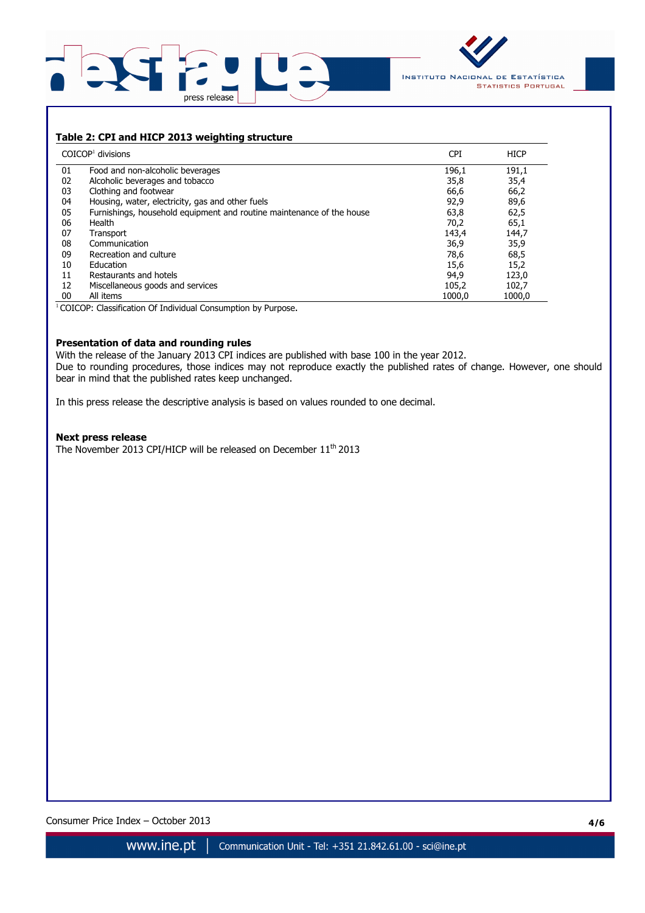**Table 2: CPI and HICP 2013 weighting structure**

| COICOP[1] divisions | | CPI | HICP |
|---|---|---|---|
| 01 | Food and non-alcoholic beverages | 196,1 | 191,1 |
| 02 | Alcoholic beverages and tobacco | 35,8 | 35,4 |
| 03 | Clothing and footwear | 66,6 | 66,2 |
| 04 | Housing, water, electricity, gas and other fuels | 92,9 | 89,6 |
| 05 | Furnishings, household equipment and routine maintenance of the house | 63,8 | 62,5 |
| 06 | Health | 70,2 | 65,1 |
| 07 | Transport | 143,4 | 144,7 |
| 08 | Communication | 36,9 | 35,9 |
| 09 | Recreation and culture | 78,6 | 68,5 |
| 10 | Education | 15,6 | 15,2 |
| 11 | Restaurants and hotels | 94,9 | 123,0 |
| 12 | Miscellaneous goods and services | 105,2 | 102,7 |
| 00 | All items | 1000,0 | 1000,0 |

[1] COICOP: Classification Of Individual Consumption by Purpose.

**Presentation of data and rounding rules**

With the release of the January 2013 CPI indices are published with base 100 in the year 2012.
Due to rounding procedures, those indices may not reproduce exactly the published rates of change. However, one should bear in mind that the published rates keep unchanged.

In this press release the descriptive analysis is based on values rounded to one decimal.

**Next press release**

The November 2013 CPI/HICP will be released on December 11th 2013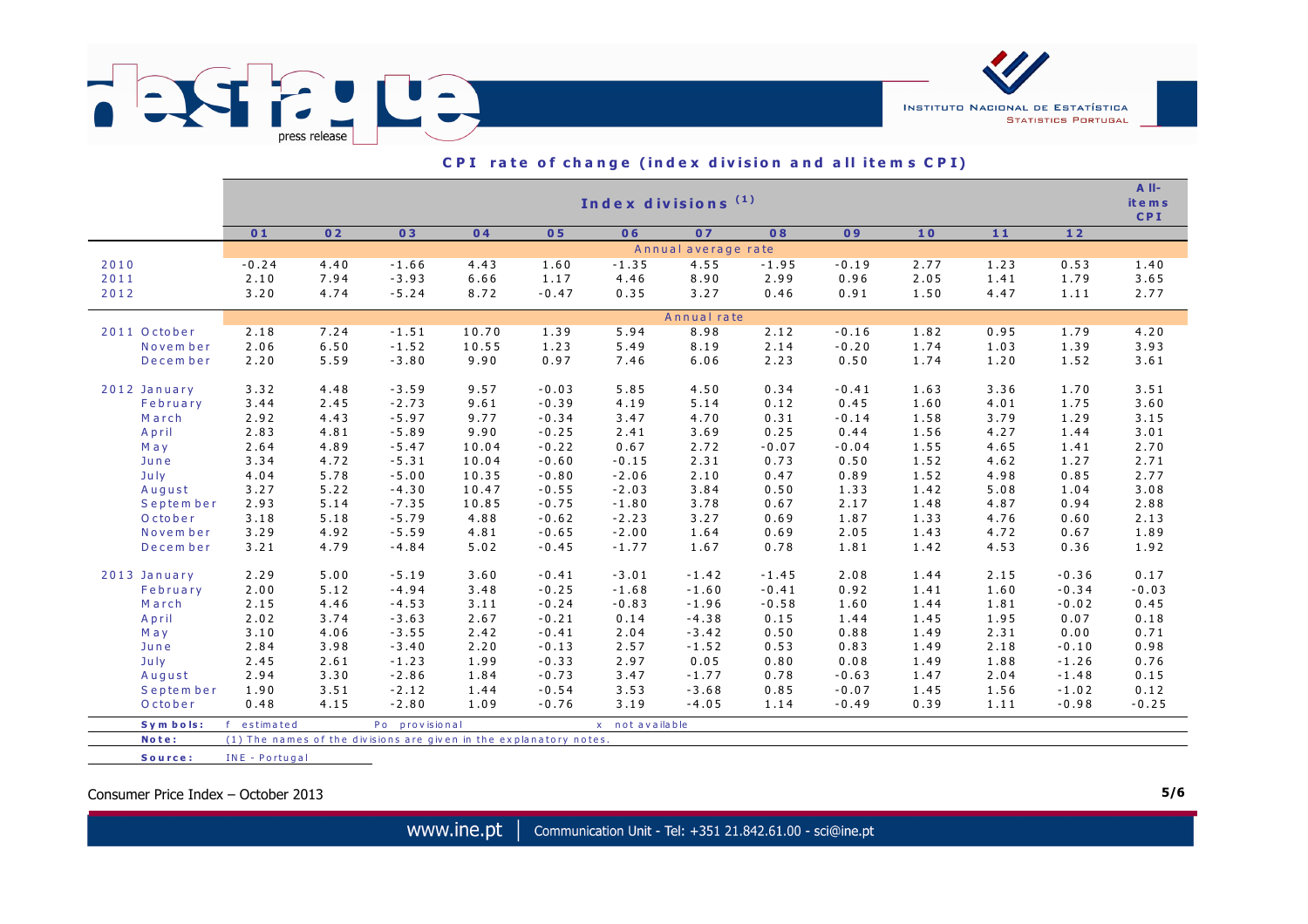## CPI rate of change (index division and all items CPI)

| | Index divisions (1) | | | | | | | | | | | | All-items CPI |
|---|---|---|---|---|---|---|---|---|---|---|---|---|---|
| | 01 | 02 | 03 | 04 | 05 | 06 | 07 | 08 | 09 | 10 | 11 | 12 | |
| | Annual average rate | | | | | | | | | | | | |
| 2010 | -0.24 | 4.40 | -1.66 | 4.43 | 1.60 | -1.35 | 4.55 | -1.95 | -0.19 | 2.77 | 1.23 | 0.53 | 1.40 |
| 2011 | 2.10 | 7.94 | -3.93 | 6.66 | 1.17 | 4.46 | 8.90 | 2.99 | 0.96 | 2.05 | 1.41 | 1.79 | 3.65 |
| 2012 | 3.20 | 4.74 | -5.24 | 8.72 | -0.47 | 0.35 | 3.27 | 0.46 | 0.91 | 1.50 | 4.47 | 1.11 | 2.77 |
| | Annual rate | | | | | | | | | | | | |
| 2011 October | 2.18 | 7.24 | -1.51 | 10.70 | 1.39 | 5.94 | 8.98 | 2.12 | -0.16 | 1.82 | 0.95 | 1.79 | 4.20 |
| November | 2.06 | 6.50 | -1.52 | 10.55 | 1.23 | 5.49 | 8.19 | 2.14 | -0.20 | 1.74 | 1.03 | 1.39 | 3.93 |
| December | 2.20 | 5.59 | -3.80 | 9.90 | 0.97 | 7.46 | 6.06 | 2.23 | 0.50 | 1.74 | 1.20 | 1.52 | 3.61 |
| 2012 January | 3.32 | 4.48 | -3.59 | 9.57 | -0.03 | 5.85 | 4.50 | 0.34 | -0.41 | 1.63 | 3.36 | 1.70 | 3.51 |
| February | 3.44 | 2.45 | -2.73 | 9.61 | -0.39 | 4.19 | 5.14 | 0.12 | 0.45 | 1.60 | 4.01 | 1.75 | 3.60 |
| March | 2.92 | 4.43 | -5.97 | 9.77 | -0.34 | 3.47 | 4.70 | 0.31 | -0.14 | 1.58 | 3.79 | 1.29 | 3.15 |
| April | 2.83 | 4.81 | -5.89 | 9.90 | -0.25 | 2.41 | 3.69 | 0.25 | 0.44 | 1.56 | 4.27 | 1.44 | 3.01 |
| May | 2.64 | 4.89 | -5.47 | 10.04 | -0.22 | 0.67 | 2.72 | -0.07 | -0.04 | 1.55 | 4.65 | 1.41 | 2.70 |
| June | 3.34 | 4.72 | -5.31 | 10.04 | -0.60 | -0.15 | 2.31 | 0.73 | 0.50 | 1.52 | 4.62 | 1.27 | 2.71 |
| July | 4.04 | 5.78 | -5.00 | 10.35 | -0.80 | -2.06 | 2.10 | 0.47 | 0.89 | 1.52 | 4.98 | 0.85 | 2.77 |
| August | 3.27 | 5.22 | -4.30 | 10.47 | -0.55 | -2.03 | 3.84 | 0.50 | 1.33 | 1.42 | 5.08 | 1.04 | 3.08 |
| September | 2.93 | 5.14 | -7.35 | 10.85 | -0.75 | -1.80 | 3.78 | 0.67 | 2.17 | 1.48 | 4.87 | 0.94 | 2.88 |
| October | 3.18 | 5.18 | -5.79 | 4.88 | -0.62 | -2.23 | 3.27 | 0.69 | 1.87 | 1.33 | 4.76 | 0.60 | 2.13 |
| November | 3.29 | 4.92 | -5.59 | 4.81 | -0.65 | -2.00 | 1.64 | 0.69 | 2.05 | 1.43 | 4.72 | 0.67 | 1.89 |
| December | 3.21 | 4.79 | -4.84 | 5.02 | -0.45 | -1.77 | 1.67 | 0.78 | 1.81 | 1.42 | 4.53 | 0.36 | 1.92 |
| 2013 January | 2.29 | 5.00 | -5.19 | 3.60 | -0.41 | -3.01 | -1.42 | -1.45 | 2.08 | 1.44 | 2.15 | -0.36 | 0.17 |
| February | 2.00 | 5.12 | -4.94 | 3.48 | -0.25 | -1.68 | -1.60 | -0.41 | 0.92 | 1.41 | 1.60 | -0.34 | -0.03 |
| March | 2.15 | 4.46 | -4.53 | 3.11 | -0.24 | -0.83 | -1.96 | -0.58 | 1.60 | 1.44 | 1.81 | -0.02 | 0.45 |
| April | 2.02 | 3.74 | -3.63 | 2.67 | -0.21 | 0.14 | -4.38 | 0.15 | 1.44 | 1.45 | 1.95 | 0.07 | 0.18 |
| May | 3.10 | 4.06 | -3.55 | 2.42 | -0.41 | 2.04 | -3.42 | 0.50 | 0.88 | 1.49 | 2.31 | 0.00 | 0.71 |
| June | 2.84 | 3.98 | -3.40 | 2.20 | -0.13 | 2.57 | -1.52 | 0.53 | 0.83 | 1.49 | 2.18 | -0.10 | 0.98 |
| July | 2.45 | 2.61 | -1.23 | 1.99 | -0.33 | 2.97 | 0.05 | 0.80 | 0.08 | 1.49 | 1.88 | -1.26 | 0.76 |
| August | 2.94 | 3.30 | -2.86 | 1.84 | -0.73 | 3.47 | -1.77 | 0.78 | -0.63 | 1.47 | 2.04 | -1.48 | 0.15 |
| September | 1.90 | 3.51 | -2.12 | 1.44 | -0.54 | 3.53 | -3.68 | 0.85 | -0.07 | 1.45 | 1.56 | -1.02 | 0.12 |
| October | 0.48 | 4.15 | -2.80 | 1.09 | -0.76 | 3.19 | -4.05 | 1.14 | -0.49 | 0.39 | 1.11 | -0.98 | -0.25 |

**Symbols:** f estimated Po provisional x not available

**Note:** (1) The names of the divisions are given in the explanatory notes.

**Source:** INE - Portugal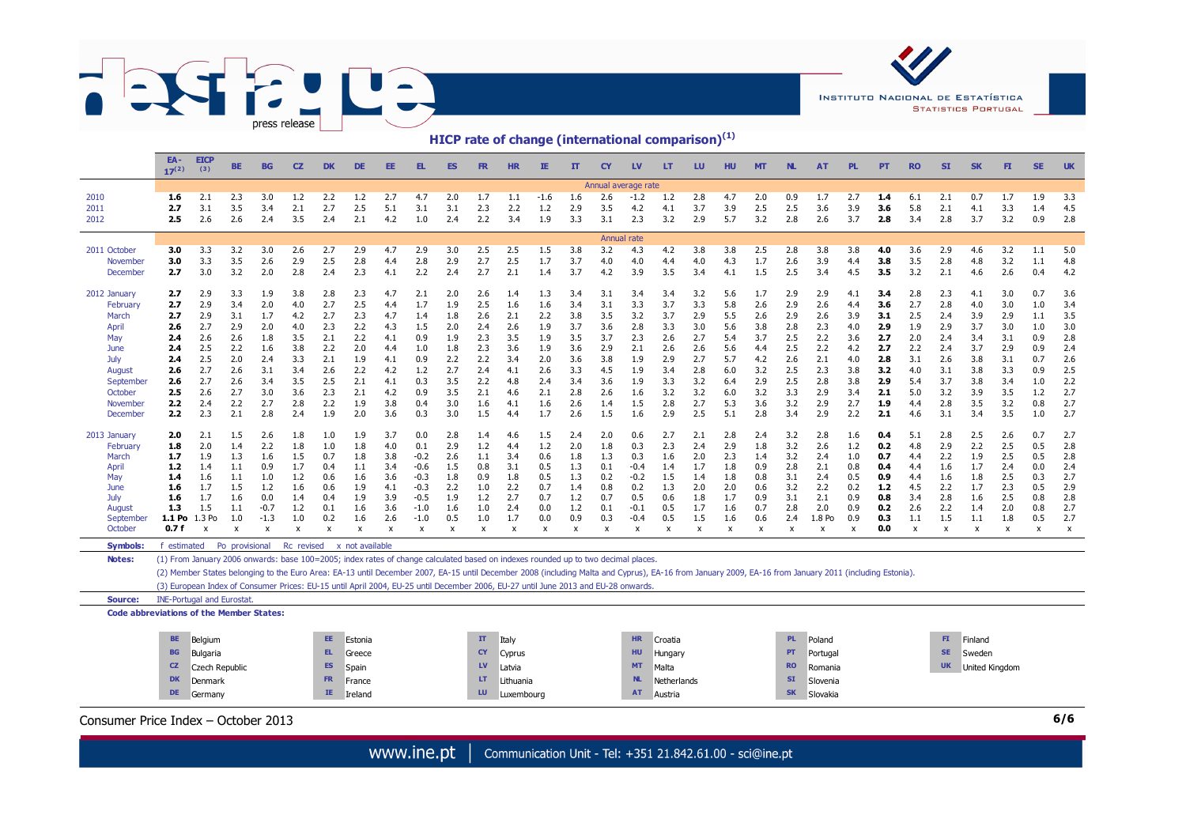## HICP rate of change (international comparison)[1]

| | EA-17[2] | EICP (3) | BE | BG | CZ | DK | DE | EE | EL | ES | FR | HR | IE | IT | CY | LV | LT | LU | HU | MT | NL | AT | PL | PT | RO | SI | SK | FI | SE | UK |
|---|---|---|---|---|---|---|---|---|---|---|---|---|---|---|---|---|---|---|---|---|---|---|---|---|---|---|---|---|---|---|
| | | | | | | | | | | | | | | | Annual average rate | | | | | | | | | | | | | | | |
| 2010 | **1.6** | 2.1 | 2.3 | 3.0 | 1.2 | 2.2 | 1.2 | 2.7 | 4.7 | 2.0 | 1.7 | 1.1 | -1.6 | 1.6 | 2.6 | -1.2 | 1.2 | 2.8 | 4.7 | 2.0 | 0.9 | 1.7 | 2.7 | **1.4** | 6.1 | 2.1 | 0.7 | 1.7 | 1.9 | 3.3 |
| 2011 | **2.7** | 3.1 | 3.5 | 3.4 | 2.1 | 2.7 | 2.5 | 5.1 | 3.1 | 3.1 | 2.3 | 2.2 | 1.2 | 2.9 | 3.5 | 4.2 | 4.1 | 3.7 | 3.9 | 2.5 | 2.5 | 3.6 | 3.9 | **3.6** | 5.8 | 2.1 | 4.1 | 3.3 | 1.4 | 4.5 |
| 2012 | **2.5** | 2.6 | 2.6 | 2.4 | 3.5 | 2.4 | 2.1 | 4.2 | 1.0 | 2.4 | 2.2 | 3.4 | 1.9 | 3.3 | 3.1 | 2.3 | 3.2 | 2.9 | 5.7 | 3.2 | 2.8 | 2.6 | 3.7 | **2.8** | 3.4 | 2.8 | 3.7 | 3.2 | 0.9 | 2.8 |
| | | | | | | | | | | | | | | | Annual rate | | | | | | | | | | | | | | | |
| 2011 October | **3.0** | 3.3 | 3.2 | 3.0 | 2.6 | 2.7 | 2.9 | 4.7 | 2.9 | 3.0 | 2.5 | 2.5 | 1.5 | 3.8 | 3.2 | 4.3 | 4.2 | 3.8 | 3.8 | 2.5 | 2.8 | 3.8 | 3.8 | **4.0** | 3.6 | 2.9 | 4.6 | 3.2 | 1.1 | 5.0 |
| November | **3.0** | 3.3 | 3.5 | 2.6 | 2.9 | 2.5 | 2.8 | 4.4 | 2.8 | 2.9 | 2.7 | 2.5 | 1.7 | 3.7 | 4.0 | 4.0 | 4.4 | 4.0 | 4.3 | 1.7 | 2.6 | 3.9 | 4.4 | **3.8** | 3.5 | 2.8 | 4.8 | 3.2 | 1.1 | 4.8 |
| December | **2.7** | 3.0 | 3.2 | 2.0 | 2.8 | 2.4 | 2.3 | 4.1 | 2.2 | 2.4 | 2.7 | 2.1 | 1.4 | 3.7 | 4.2 | 3.9 | 3.5 | 3.4 | 4.1 | 1.5 | 2.5 | 3.4 | 4.5 | **3.5** | 3.2 | 2.1 | 4.6 | 2.6 | 0.4 | 4.2 |
| 2012 January | **2.7** | 2.9 | 3.3 | 1.9 | 3.8 | 2.8 | 2.3 | 4.7 | 2.1 | 2.0 | 2.6 | 1.4 | 1.3 | 3.4 | 3.1 | 3.4 | 3.4 | 3.2 | 5.6 | 1.7 | 2.9 | 2.9 | 4.1 | **3.4** | 2.8 | 2.3 | 4.1 | 3.0 | 0.7 | 3.6 |
| February | **2.7** | 2.9 | 3.4 | 2.0 | 4.0 | 2.7 | 2.5 | 4.4 | 1.7 | 1.9 | 2.5 | 1.6 | 1.6 | 3.4 | 3.1 | 3.3 | 3.7 | 3.3 | 5.8 | 2.6 | 2.9 | 2.6 | 4.4 | **3.6** | 2.7 | 2.8 | 4.0 | 3.0 | 1.0 | 3.4 |
| March | **2.7** | 2.9 | 3.1 | 1.7 | 4.2 | 2.7 | 2.3 | 4.7 | 1.4 | 1.8 | 2.6 | 2.1 | 2.2 | 3.8 | 3.5 | 3.2 | 3.7 | 2.9 | 5.5 | 2.6 | 2.9 | 2.6 | 3.9 | **3.1** | 2.5 | 2.4 | 3.9 | 2.9 | 1.1 | 3.5 |
| April | **2.6** | 2.7 | 2.9 | 2.0 | 4.0 | 2.3 | 2.2 | 4.3 | 1.5 | 2.0 | 2.4 | 2.6 | 1.9 | 3.7 | 3.6 | 2.8 | 3.3 | 3.0 | 5.6 | 3.8 | 2.8 | 2.3 | 4.0 | **2.9** | 1.9 | 2.9 | 3.7 | 3.0 | 1.0 | 3.0 |
| May | **2.4** | 2.6 | 2.6 | 1.8 | 3.5 | 2.1 | 2.2 | 4.1 | 0.9 | 1.9 | 2.3 | 3.5 | 1.9 | 3.5 | 3.7 | 2.3 | 2.6 | 2.7 | 5.4 | 3.7 | 2.5 | 2.2 | 3.6 | **2.7** | 2.0 | 2.4 | 3.4 | 3.1 | 0.9 | 2.8 |
| June | **2.4** | 2.5 | 2.2 | 1.6 | 3.8 | 2.2 | 2.0 | 4.4 | 1.0 | 1.8 | 2.3 | 3.6 | 1.9 | 3.6 | 2.9 | 2.1 | 2.6 | 2.6 | 5.6 | 4.4 | 2.5 | 2.2 | 4.2 | **2.7** | 2.2 | 2.4 | 3.7 | 2.9 | 0.9 | 2.4 |
| July | **2.4** | 2.5 | 2.0 | 2.4 | 3.3 | 2.1 | 1.9 | 4.1 | 0.9 | 2.2 | 2.2 | 3.4 | 2.0 | 3.6 | 3.8 | 1.9 | 2.9 | 2.7 | 5.7 | 4.2 | 2.6 | 2.1 | 4.0 | **2.8** | 3.1 | 2.6 | 3.8 | 3.1 | 0.7 | 2.6 |
| August | **2.6** | 2.7 | 2.6 | 3.1 | 3.4 | 2.6 | 2.2 | 4.2 | 1.2 | 2.7 | 2.4 | 4.1 | 2.6 | 3.3 | 4.5 | 1.9 | 3.4 | 2.8 | 6.0 | 3.2 | 2.5 | 2.3 | 3.8 | **3.2** | 4.0 | 3.1 | 3.8 | 3.3 | 0.9 | 2.5 |
| September | **2.6** | 2.7 | 2.6 | 3.4 | 3.5 | 2.5 | 2.1 | 4.1 | 0.3 | 3.5 | 2.2 | 4.8 | 2.4 | 3.4 | 3.6 | 1.9 | 3.3 | 2.9 | 6.4 | 2.9 | 2.5 | 2.8 | 3.8 | **2.9** | 5.4 | 3.7 | 3.8 | 3.4 | 1.0 | 2.2 |
| October | **2.5** | 2.6 | 2.7 | 3.0 | 3.6 | 2.3 | 2.1 | 4.2 | 0.9 | 3.5 | 2.1 | 4.6 | 2.1 | 2.8 | 2.6 | 1.6 | 3.2 | 3.2 | 6.0 | 3.2 | 3.3 | 2.9 | 3.4 | **2.1** | 5.0 | 3.2 | 3.9 | 3.5 | 1.2 | 2.7 |
| November | **2.2** | 2.4 | 2.2 | 2.7 | 2.8 | 2.2 | 1.9 | 3.8 | 0.4 | 3.0 | 1.6 | 4.1 | 1.6 | 2.6 | 1.4 | 1.5 | 2.8 | 2.7 | 5.3 | 3.6 | 3.2 | 2.9 | 2.7 | **1.9** | 4.4 | 2.8 | 3.5 | 3.2 | 0.8 | 2.7 |
| December | **2.2** | 2.3 | 2.1 | 2.8 | 2.4 | 1.9 | 2.0 | 3.6 | 0.3 | 3.0 | 1.5 | 4.4 | 1.7 | 2.6 | 1.5 | 1.6 | 2.9 | 2.5 | 5.1 | 2.8 | 3.4 | 2.9 | 2.2 | **2.1** | 4.6 | 3.1 | 3.4 | 3.5 | 1.0 | 2.7 |
| 2013 January | **2.0** | 2.1 | 1.5 | 2.6 | 1.8 | 1.0 | 1.9 | 3.7 | 0.0 | 2.8 | 1.4 | 4.6 | 1.5 | 2.4 | 2.0 | 0.6 | 2.7 | 2.1 | 2.8 | 2.4 | 3.2 | 2.8 | 1.6 | **0.4** | 5.1 | 2.8 | 2.5 | 2.6 | 0.7 | 2.7 |
| February | **1.8** | 2.0 | 1.4 | 2.2 | 1.8 | 1.0 | 1.8 | 4.0 | 0.1 | 2.9 | 1.2 | 4.4 | 1.2 | 2.0 | 1.8 | 0.3 | 2.3 | 2.4 | 2.9 | 1.8 | 3.2 | 2.6 | 1.2 | **0.2** | 4.8 | 2.9 | 2.2 | 2.5 | 0.5 | 2.8 |
| March | **1.7** | 1.9 | 1.3 | 1.6 | 1.5 | 0.7 | 1.8 | 3.8 | -0.2 | 2.6 | 1.1 | 3.4 | 0.6 | 1.8 | 1.3 | 0.3 | 1.6 | 2.0 | 2.3 | 1.4 | 3.2 | 2.4 | 1.0 | **0.7** | 4.4 | 2.2 | 1.9 | 2.5 | 0.5 | 2.8 |
| April | **1.2** | 1.4 | 1.1 | 0.9 | 1.7 | 0.4 | 1.1 | 3.4 | -0.6 | 1.5 | 0.8 | 3.1 | 0.5 | 1.3 | 0.1 | -0.4 | 1.4 | 1.7 | 1.8 | 0.9 | 2.8 | 2.1 | 0.8 | **0.4** | 4.4 | 1.6 | 1.7 | 2.4 | 0.0 | 2.4 |
| May | **1.4** | 1.6 | 1.1 | 1.0 | 1.2 | 0.6 | 1.6 | 3.6 | -0.3 | 1.8 | 0.9 | 1.8 | 0.5 | 1.3 | 0.2 | -0.2 | 1.5 | 1.4 | 1.8 | 0.8 | 3.1 | 2.4 | 0.5 | **0.9** | 4.4 | 1.6 | 1.8 | 2.5 | 0.3 | 2.7 |
| June | **1.6** | 1.7 | 1.5 | 1.2 | 1.6 | 0.6 | 1.9 | 4.1 | -0.3 | 2.2 | 1.0 | 2.2 | 0.7 | 1.4 | 0.8 | 0.2 | 1.3 | 2.0 | 2.0 | 0.6 | 3.2 | 2.2 | 0.2 | **1.2** | 4.5 | 2.2 | 1.7 | 2.3 | 0.5 | 2.9 |
| July | **1.6** | 1.7 | 1.6 | 0.0 | 1.4 | 0.4 | 1.9 | 3.9 | -0.5 | 1.9 | 1.2 | 2.7 | 0.7 | 1.2 | 0.7 | 0.5 | 0.6 | 1.8 | 1.7 | 0.9 | 3.1 | 2.1 | 0.9 | **0.8** | 3.4 | 2.8 | 1.6 | 2.5 | 0.8 | 2.8 |
| August | **1.3** | 1.5 | 1.1 | -0.7 | 1.2 | 0.1 | 1.6 | 3.6 | -1.0 | 1.6 | 1.0 | 2.4 | 0.0 | 1.2 | 0.1 | -0.1 | 0.5 | 1.7 | 1.6 | 0.7 | 2.8 | 2.0 | 0.9 | **0.2** | 2.6 | 2.2 | 1.4 | 2.0 | 0.8 | 2.7 |
| September | **1.1 Po** | 1.3 Po | 1.0 | -1.3 | 1.0 | 0.2 | 1.6 | 2.6 | -1.0 | 0.5 | 1.0 | 1.7 | 0.0 | 0.9 | 0.3 | -0.4 | 0.5 | 1.5 | 1.6 | 0.6 | 2.4 | 1.8 Po | 0.9 | **0.3** | 1.1 | 1.5 | 1.1 | 1.8 | 0.5 | 2.7 |
| October | **0.7 f** | x | x | x | x | x | x | x | x | x | x | x | x | x | x | x | x | x | x | x | x | x | x | **0.0** | x | x | x | x | x | x |

**Symbols:** f estimated Po provisional Rc revised x not available

**Notes:**

(1) From January 2006 onwards: base 100=2005; index rates of change calculated based on indexes rounded up to two decimal places.

(2) Member States belonging to the Euro Area: EA-13 until December 2007, EA-15 until December 2008 (including Malta and Cyprus), EA-16 from January 2009, EA-16 from January 2011 (including Estonia).

(3) European Index of Consumer Prices: EU-15 until April 2004, EU-25 until December 2006, EU-27 until June 2013 and EU-28 onwards.

**Source:** INE-Portugal and Eurostat.

**Code abbreviations of the Member States:**

| | | | | | | | | | | | | | |
|---|---|---|---|---|---|---|---|---|---|---|---|---|---|
| BE | Belgium | EE | Estonia | IT | Italy | HR | Croatia | PL | Poland | FI | Finland |
| BG | Bulgaria | EL | Greece | CY | Cyprus | HU | Hungary | PT | Portugal | SE | Sweden |
| CZ | Czech Republic | ES | Spain | LV | Latvia | MT | Malta | RO | Romania | UK | United Kingdom |
| DK | Denmark | FR | France | LT | Lithuania | NL | Netherlands | SI | Slovenia | | |
| DE | Germany | IE | Ireland | LU | Luxembourg | AT | Austria | SK | Slovakia | | |